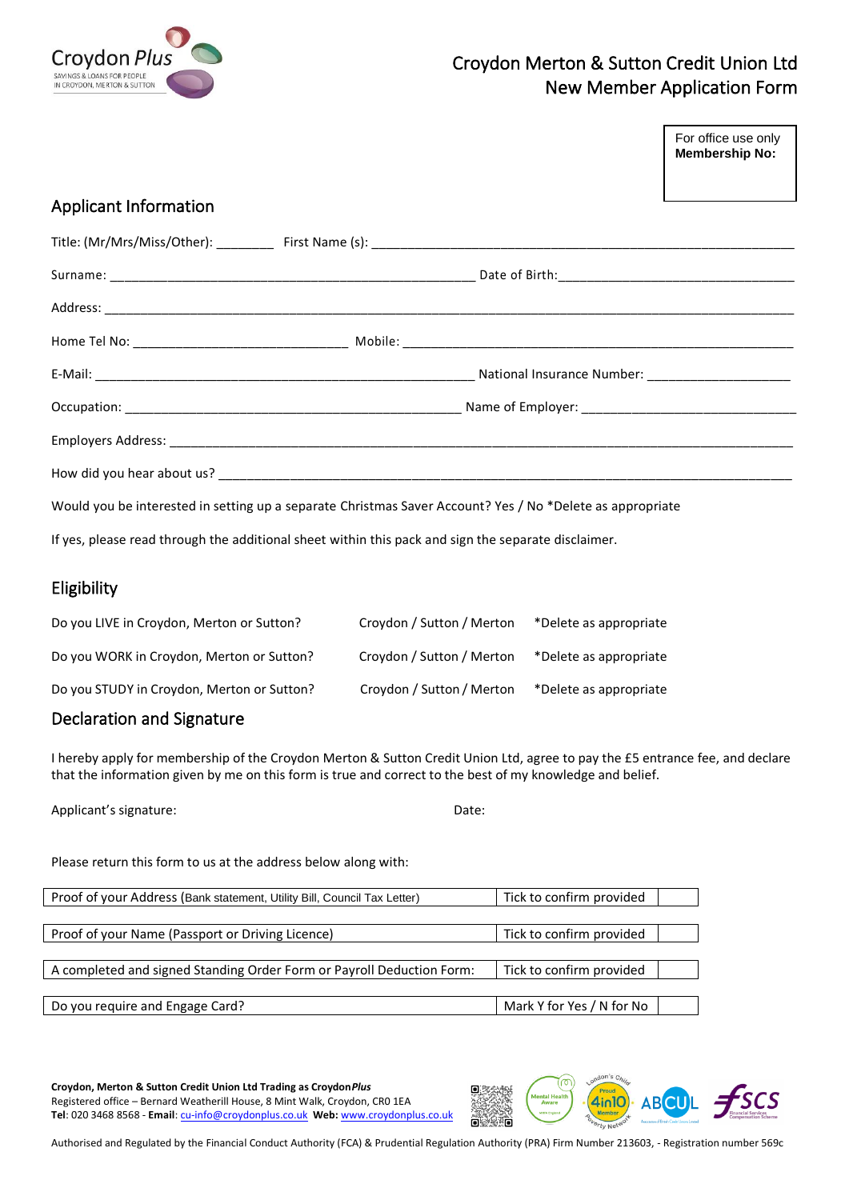Croydon Plus
SAVINGS & LOANS FOR PEOPLE IN CROYDON, MERTON & SUTTON

# Croydon Merton & Sutton Credit Union Ltd
# New Member Application Form

| For office use only **Membership No:** |
|---|
| |

## Applicant Information

Title: (Mr/Mrs/Miss/Other): ________ First Name (s): ____________________________________________

Surname: ________________________________________ Date of Birth: ______________________________

Address: ____________________________________________________________________________________

Home Tel No: ___________________________ Mobile: _____________________________________________

E-Mail: ________________________________________ National Insurance Number: ___________________

Occupation: ____________________________________ Name of Employer: ____________________________

Employers Address: ___________________________________________________________________________

How did you hear about us? ___________________________________________________________________

Would you be interested in setting up a separate Christmas Saver Account? Yes / No *Delete as appropriate

If yes, please read through the additional sheet within this pack and sign the separate disclaimer.

## Eligibility

| | | |
|---|---|---|
| Do you LIVE in Croydon, Merton or Sutton? | Croydon / Sutton / Merton | *Delete as appropriate |
| Do you WORK in Croydon, Merton or Sutton? | Croydon / Sutton / Merton | *Delete as appropriate |
| Do you STUDY in Croydon, Merton or Sutton? | Croydon / Sutton / Merton | *Delete as appropriate |

## Declaration and Signature

I hereby apply for membership of the Croydon Merton & Sutton Credit Union Ltd, agree to pay the £5 entrance fee, and declare that the information given by me on this form is true and correct to the best of my knowledge and belief.

Applicant's signature: Date:

Please return this form to us at the address below along with:

| | | |
|---|---|---|
| Proof of your Address (Bank statement, Utility Bill, Council Tax Letter) | Tick to confirm provided | |
| Proof of your Name (Passport or Driving Licence) | Tick to confirm provided | |
| A completed and signed Standing Order Form or Payroll Deduction Form: | Tick to confirm provided | |
| Do you require and Engage Card? | Mark Y for Yes / N for No | |

**Croydon, Merton & Sutton Credit Union Ltd Trading as Croydon*Plus***
Registered office – Bernard Weatherill House, 8 Mint Walk, Croydon, CR0 1EA
**Tel**: 020 3468 8568 - **Email**: cu-info@croydonplus.co.uk **Web:** www.croydonplus.co.uk

Authorised and Regulated by the Financial Conduct Authority (FCA) & Prudential Regulation Authority (PRA) Firm Number 213603, - Registration number 569c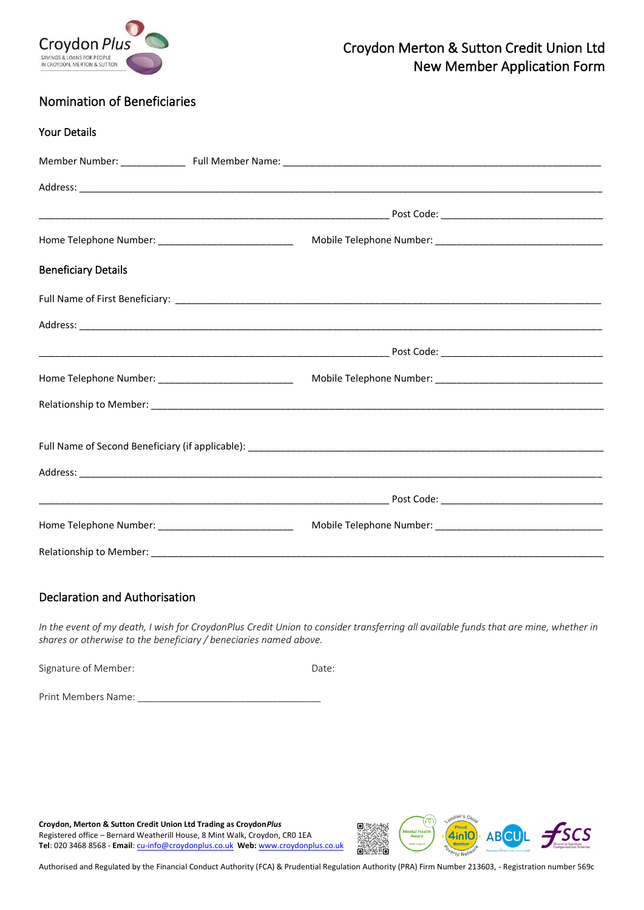Croydon Merton & Sutton Credit Union Ltd
New Member Application Form

## Nomination of Beneficiaries

### Your Details

Member Number: ____________ Full Member Name: ____________________________________________

Address: ________________________________________________________________

________________________________________________ Post Code: ______________________

Home Telephone Number: ____________________ Mobile Telephone Number: ______________________

### Beneficiary Details

Full Name of First Beneficiary: ______________________________________________________

Address: ________________________________________________________________

________________________________________________ Post Code: ______________________

Home Telephone Number: ____________________ Mobile Telephone Number: ______________________

Relationship to Member: ___________________________________________________________

Full Name of Second Beneficiary (if applicable): ________________________________________

Address: ________________________________________________________________

________________________________________________ Post Code: ______________________

Home Telephone Number: ____________________ Mobile Telephone Number: ______________________

Relationship to Member: ___________________________________________________________

## Declaration and Authorisation

*In the event of my death, I wish for CroydonPlus Credit Union to consider transferring all available funds that are mine, whether in shares or otherwise to the beneficiary / beneciaries named above.*

Signature of Member: Date:

Print Members Name: ______________________________

**Croydon, Merton & Sutton Credit Union Ltd Trading as Croydon*Plus***
Registered office – Bernard Weatherill House, 8 Mint Walk, Croydon, CR0 1EA
**Tel**: 020 3468 8568 - **Email**: cu-info@croydonplus.co.uk **Web:** www.croydonplus.co.uk

Authorised and Regulated by the Financial Conduct Authority (FCA) & Prudential Regulation Authority (PRA) Firm Number 213603, - Registration number 569c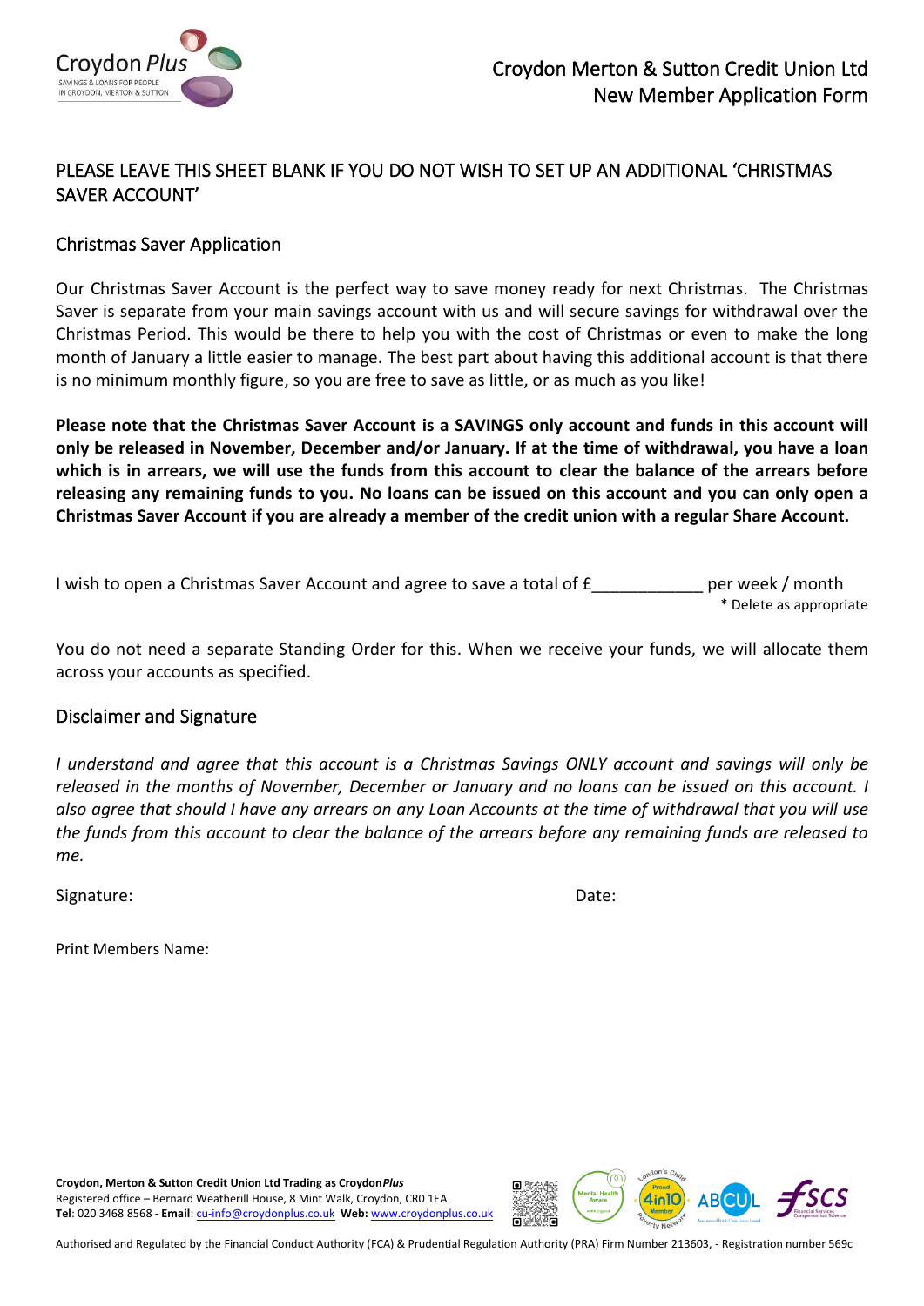Croydon Merton & Sutton Credit Union Ltd
New Member Application Form

PLEASE LEAVE THIS SHEET BLANK IF YOU DO NOT WISH TO SET UP AN ADDITIONAL 'CHRISTMAS SAVER ACCOUNT'

## Christmas Saver Application

Our Christmas Saver Account is the perfect way to save money ready for next Christmas. The Christmas Saver is separate from your main savings account with us and will secure savings for withdrawal over the Christmas Period. This would be there to help you with the cost of Christmas or even to make the long month of January a little easier to manage. The best part about having this additional account is that there is no minimum monthly figure, so you are free to save as little, or as much as you like!

**Please note that the Christmas Saver Account is a SAVINGS only account and funds in this account will only be released in November, December and/or January. If at the time of withdrawal, you have a loan which is in arrears, we will use the funds from this account to clear the balance of the arrears before releasing any remaining funds to you. No loans can be issued on this account and you can only open a Christmas Saver Account if you are already a member of the credit union with a regular Share Account.**

I wish to open a Christmas Saver Account and agree to save a total of £____________ per week / month
\* Delete as appropriate

You do not need a separate Standing Order for this. When we receive your funds, we will allocate them across your accounts as specified.

## Disclaimer and Signature

*I understand and agree that this account is a Christmas Savings ONLY account and savings will only be released in the months of November, December or January and no loans can be issued on this account. I also agree that should I have any arrears on any Loan Accounts at the time of withdrawal that you will use the funds from this account to clear the balance of the arrears before any remaining funds are released to me.*

Signature: Date:

Print Members Name:

**Croydon, Merton & Sutton Credit Union Ltd Trading as Croydon*Plus***
Registered office – Bernard Weatherill House, 8 Mint Walk, Croydon, CR0 1EA
**Tel**: 020 3468 8568 - **Email**: cu-info@croydonplus.co.uk **Web:** www.croydonplus.co.uk

Authorised and Regulated by the Financial Conduct Authority (FCA) & Prudential Regulation Authority (PRA) Firm Number 213603, - Registration number 569c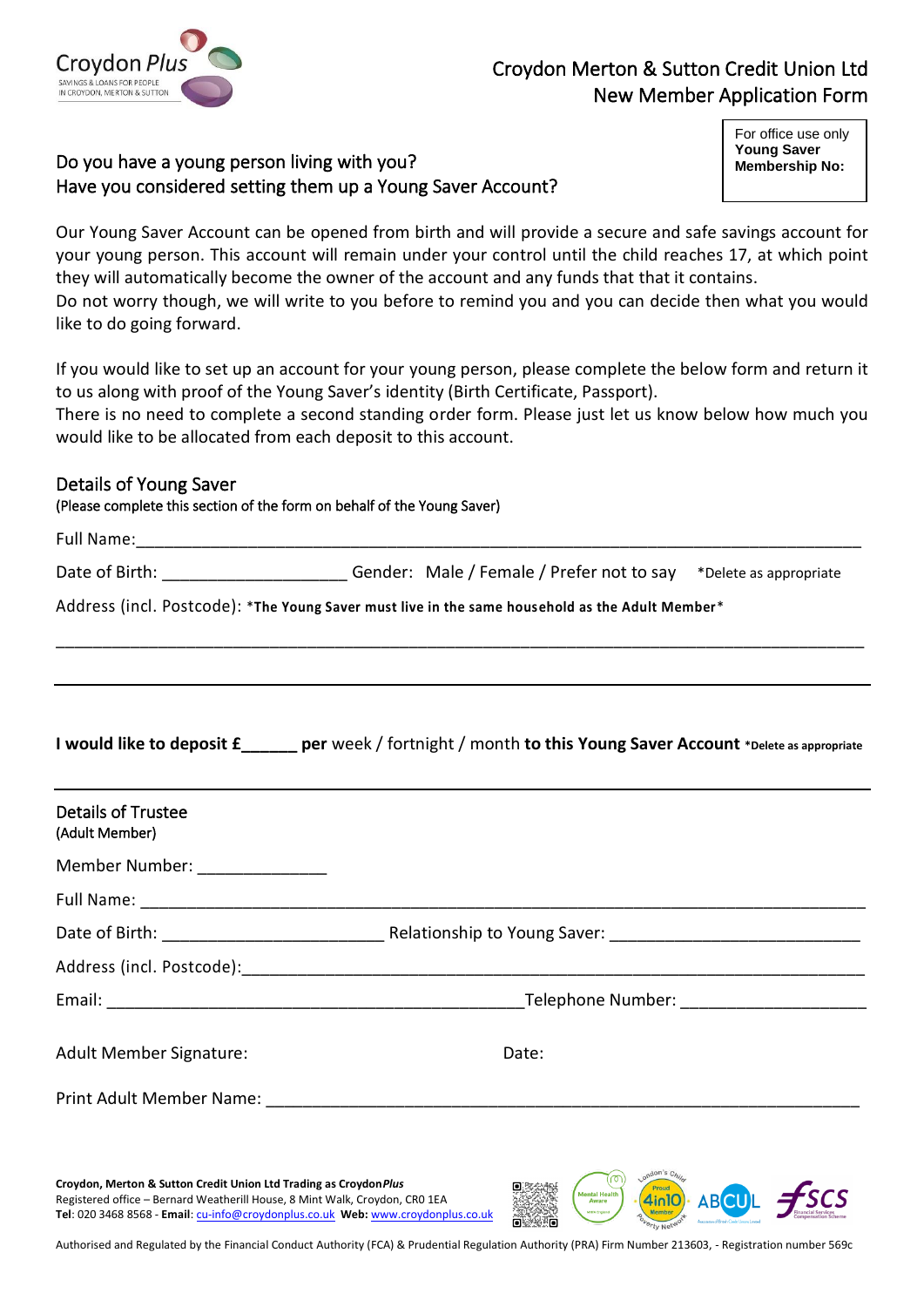Croydon Plus
SAVINGS & LOANS FOR PEOPLE IN CROYDON, MERTON & SUTTON

# Croydon Merton & Sutton Credit Union Ltd
# New Member Application Form

For office use only
**Young Saver Membership No:**

## Do you have a young person living with you?
## Have you considered setting them up a Young Saver Account?

Our Young Saver Account can be opened from birth and will provide a secure and safe savings account for your young person. This account will remain under your control until the child reaches 17, at which point they will automatically become the owner of the account and any funds that that it contains.
Do not worry though, we will write to you before to remind you and you can decide then what you would like to do going forward.

If you would like to set up an account for your young person, please complete the below form and return it to us along with proof of the Young Saver's identity (Birth Certificate, Passport).
There is no need to complete a second standing order form. Please just let us know below how much you would like to be allocated from each deposit to this account.

### Details of Young Saver
(Please complete this section of the form on behalf of the Young Saver)

Full Name:_______________________________________________________________________________

Date of Birth: ____________________ Gender: Male / Female / Prefer not to say *Delete as appropriate

Address (incl. Postcode): ***The Young Saver must live in the same household as the Adult Member***

_______________________________________________________________________________

**I would like to deposit £______ per** week / fortnight / month **to this Young Saver Account** ***Delete as appropriate**

### Details of Trustee
(Adult Member)

Member Number: ______________

Full Name: _______________________________________________________________________________

Date of Birth: ________________________ Relationship to Young Saver: ___________________________

Address (incl. Postcode):__________________________________________________________________

Email: _____________________________________________Telephone Number: ___________________

Adult Member Signature: Date:

Print Adult Member Name: ______________________________________________________________

**Croydon, Merton & Sutton Credit Union Ltd Trading as Croydon*Plus***
Registered office – Bernard Weatherill House, 8 Mint Walk, Croydon, CR0 1EA
**Tel**: 020 3468 8568 - **Email**: cu-info@croydonplus.co.uk **Web:** www.croydonplus.co.uk

Authorised and Regulated by the Financial Conduct Authority (FCA) & Prudential Regulation Authority (PRA) Firm Number 213603, - Registration number 569c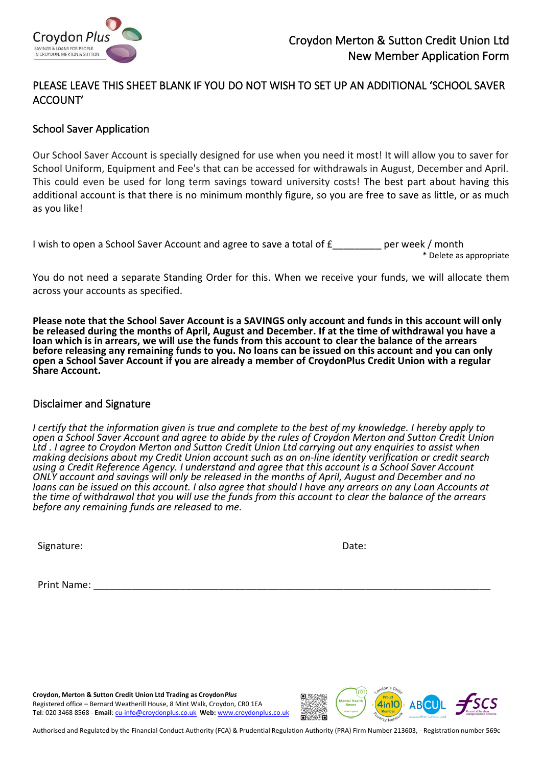Croydon Merton & Sutton Credit Union Ltd
New Member Application Form

PLEASE LEAVE THIS SHEET BLANK IF YOU DO NOT WISH TO SET UP AN ADDITIONAL 'SCHOOL SAVER ACCOUNT'

## School Saver Application

Our School Saver Account is specially designed for use when you need it most! It will allow you to saver for School Uniform, Equipment and Fee's that can be accessed for withdrawals in August, December and April. This could even be used for long term savings toward university costs! The best part about having this additional account is that there is no minimum monthly figure, so you are free to save as little, or as much as you like!

I wish to open a School Saver Account and agree to save a total of £_________ per week / month
* Delete as appropriate

You do not need a separate Standing Order for this. When we receive your funds, we will allocate them across your accounts as specified.

**Please note that the School Saver Account is a SAVINGS only account and funds in this account will only be released during the months of April, August and December. If at the time of withdrawal you have a loan which is in arrears, we will use the funds from this account to clear the balance of the arrears before releasing any remaining funds to you. No loans can be issued on this account and you can only open a School Saver Account if you are already a member of CroydonPlus Credit Union with a regular Share Account.**

## Disclaimer and Signature

*I certify that the information given is true and complete to the best of my knowledge. I hereby apply to open a School Saver Account and agree to abide by the rules of Croydon Merton and Sutton Credit Union Ltd . I agree to Croydon Merton and Sutton Credit Union Ltd carrying out any enquiries to assist when making decisions about my Credit Union account such as an on-line identity verification or credit search using a Credit Reference Agency. I understand and agree that this account is a School Saver Account ONLY account and savings will only be released in the months of April, August and December and no loans can be issued on this account. I also agree that should I have any arrears on any Loan Accounts at the time of withdrawal that you will use the funds from this account to clear the balance of the arrears before any remaining funds are released to me.*

Signature: Date:

Print Name: ___________________________________________________________________________

**Croydon, Merton & Sutton Credit Union Ltd Trading as Croydon*Plus***
Registered office – Bernard Weatherill House, 8 Mint Walk, Croydon, CR0 1EA
**Tel**: 020 3468 8568 - **Email**: cu-info@croydonplus.co.uk **Web:** www.croydonplus.co.uk

Authorised and Regulated by the Financial Conduct Authority (FCA) & Prudential Regulation Authority (PRA) Firm Number 213603, - Registration number 569c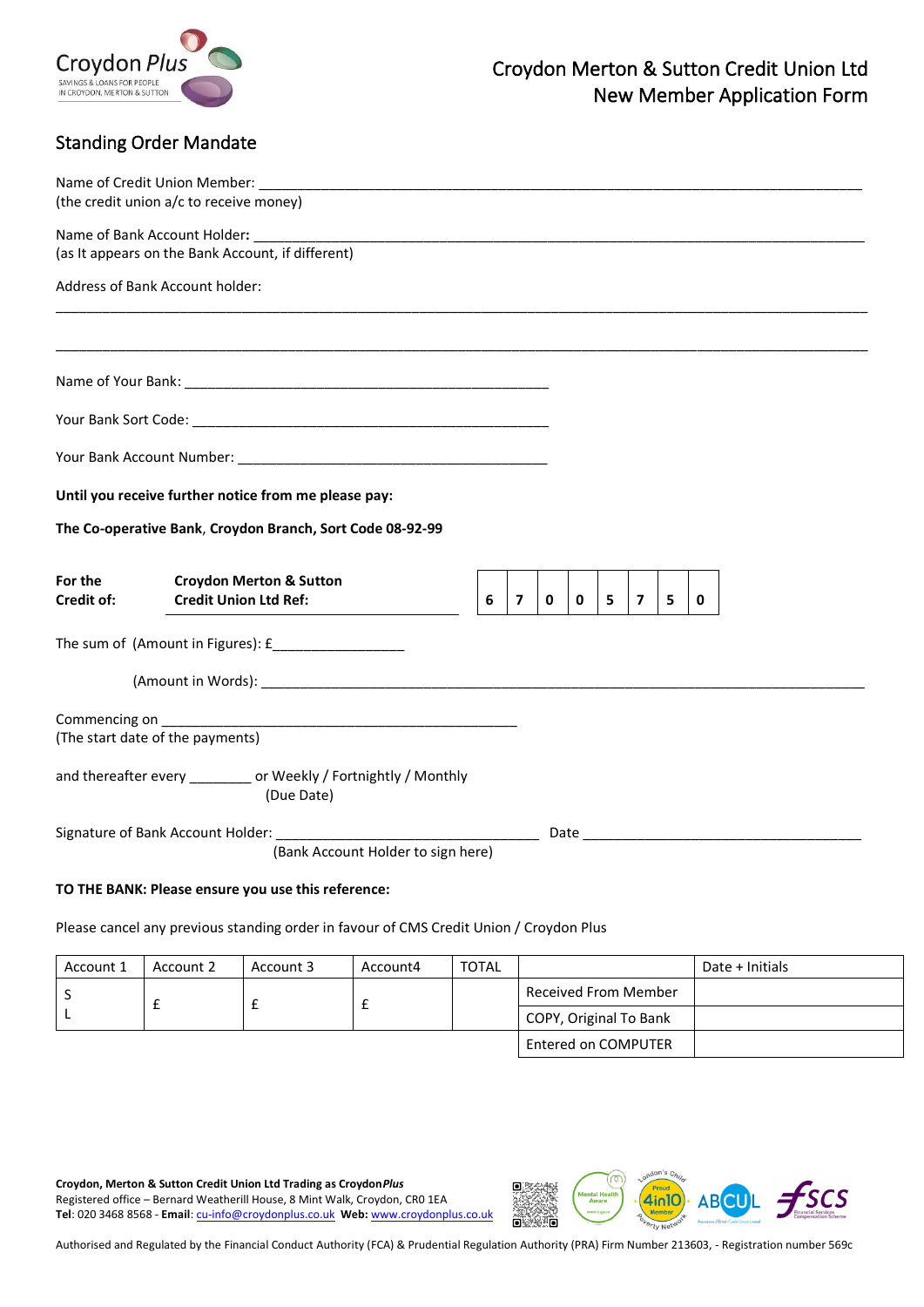Croydon *Plus*
SAVINGS & LOANS FOR PEOPLE IN CROYDON, MERTON & SUTTON

# Croydon Merton & Sutton Credit Union Ltd
# New Member Application Form

## Standing Order Mandate

Name of Credit Union Member: ______________________________________________
(the credit union a/c to receive money)

Name of Bank Account Holder: ______________________________________________
(as It appears on the Bank Account, if different)

Address of Bank Account holder:

______________________________________________

______________________________________________

Name of Your Bank: ______________________________

Your Bank Sort Code: ______________________________

Your Bank Account Number: ______________________________

**Until you receive further notice from me please pay:**

**The Co-operative Bank**, **Croydon Branch, Sort Code 08-92-99**

| | | | | | | | | | |
|---|---|---|---|---|---|---|---|---|---|
| **For the Credit of:** | **Croydon Merton & Sutton Credit Union Ltd Ref:** | 6 | 7 | 0 | 0 | 5 | 7 | 5 | 0 |

The sum of (Amount in Figures): £________________

(Amount in Words): ______________________________________________

Commencing on ______________________________
(The start date of the payments)

and thereafter every ________ or Weekly / Fortnightly / Monthly
(Due Date)

Signature of Bank Account Holder: ______________________ Date ______________________
(Bank Account Holder to sign here)

**TO THE BANK: Please ensure you use this reference:**

Please cancel any previous standing order in favour of CMS Credit Union / Croydon Plus

| Account 1 | Account 2 | Account 3 | Account4 | TOTAL | | Date + Initials |
|---|---|---|---|---|---|---|
| S<br>L | £ | £ | £ | | Received From Member | |
| | | | | | COPY, Original To Bank | |
| | | | | | Entered on COMPUTER | |

**Croydon, Merton & Sutton Credit Union Ltd Trading as Croydon*Plus***
Registered office – Bernard Weatherill House, 8 Mint Walk, Croydon, CR0 1EA
**Tel**: 020 3468 8568 - **Email**: cu-info@croydonplus.co.uk **Web:** www.croydonplus.co.uk

Authorised and Regulated by the Financial Conduct Authority (FCA) & Prudential Regulation Authority (PRA) Firm Number 213603, - Registration number 569c